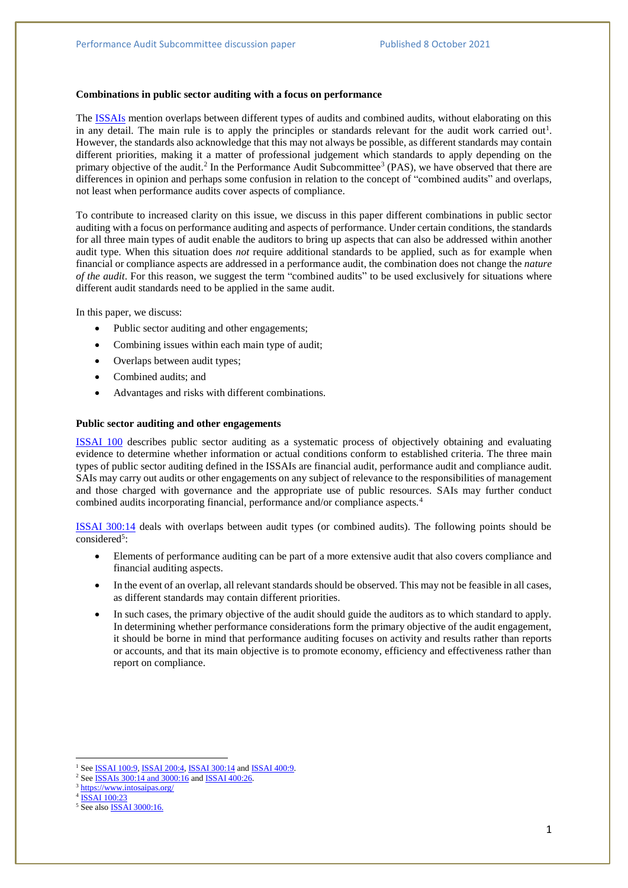## Combinations in public sector auditing with a focus on performance

The ISSAIs mention overlaps between different types of audits and combined audits, without elaborating on this in any detail. The main rule is to apply the principles or standards relevant for the audit work carried out[1]. However, the standards also acknowledge that this may not always be possible, as different standards may contain different priorities, making it a matter of professional judgement which standards to apply depending on the primary objective of the audit.[2] In the Performance Audit Subcommittee[3] (PAS), we have observed that there are differences in opinion and perhaps some confusion in relation to the concept of "combined audits" and overlaps, not least when performance audits cover aspects of compliance.

To contribute to increased clarity on this issue, we discuss in this paper different combinations in public sector auditing with a focus on performance auditing and aspects of performance. Under certain conditions, the standards for all three main types of audit enable the auditors to bring up aspects that can also be addressed within another audit type. When this situation does *not* require additional standards to be applied, such as for example when financial or compliance aspects are addressed in a performance audit, the combination does not change the *nature of the audit*. For this reason, we suggest the term "combined audits" to be used exclusively for situations where different audit standards need to be applied in the same audit.

In this paper, we discuss:

- Public sector auditing and other engagements;
- Combining issues within each main type of audit;
- Overlaps between audit types;
- Combined audits; and
- Advantages and risks with different combinations.

### Public sector auditing and other engagements

ISSAI 100 describes public sector auditing as a systematic process of objectively obtaining and evaluating evidence to determine whether information or actual conditions conform to established criteria. The three main types of public sector auditing defined in the ISSAIs are financial audit, performance audit and compliance audit. SAIs may carry out audits or other engagements on any subject of relevance to the responsibilities of management and those charged with governance and the appropriate use of public resources. SAIs may further conduct combined audits incorporating financial, performance and/or compliance aspects.[4]

ISSAI 300:14 deals with overlaps between audit types (or combined audits). The following points should be considered[5]:

- Elements of performance auditing can be part of a more extensive audit that also covers compliance and financial auditing aspects.
- In the event of an overlap, all relevant standards should be observed. This may not be feasible in all cases, as different standards may contain different priorities.
- In such cases, the primary objective of the audit should guide the auditors as to which standard to apply. In determining whether performance considerations form the primary objective of the audit engagement, it should be borne in mind that performance auditing focuses on activity and results rather than reports or accounts, and that its main objective is to promote economy, efficiency and effectiveness rather than report on compliance.

---

[1] See ISSAI 100:9, ISSAI 200:4, ISSAI 300:14 and ISSAI 400:9.

[2] See ISSAIs 300:14 and 3000:16 and ISSAI 400:26.

[3] https://www.intosaipas.org/

[4] ISSAI 100:23

[5] See also ISSAI 3000:16.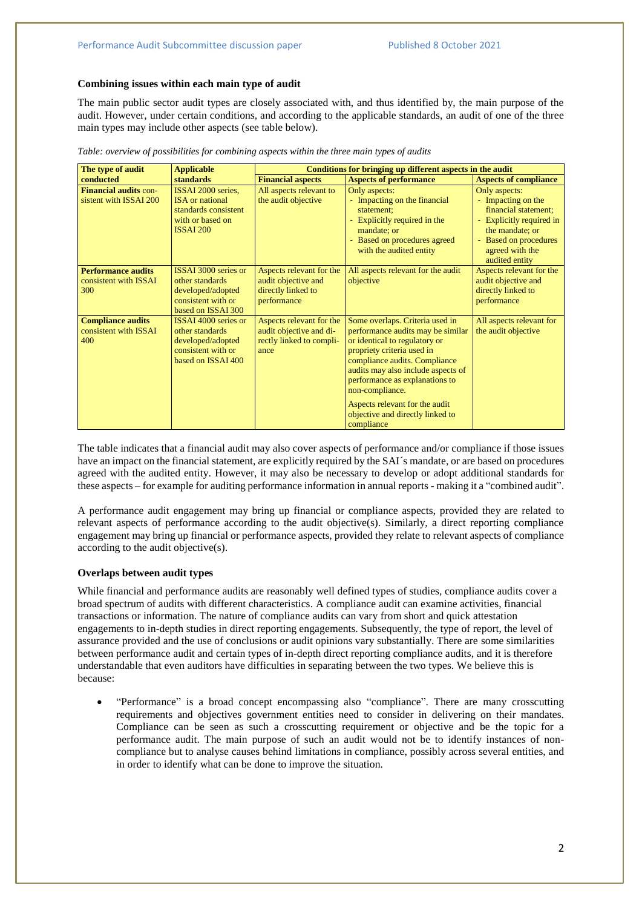**Combining issues within each main type of audit**

The main public sector audit types are closely associated with, and thus identified by, the main purpose of the audit. However, under certain conditions, and according to the applicable standards, an audit of one of the three main types may include other aspects (see table below).

*Table: overview of possibilities for combining aspects within the three main types of audits*

| The type of audit conducted | Applicable standards | Conditions for bringing up different aspects in the audit | | |
|---|---|---|---|---|
| | | **Financial aspects** | **Aspects of performance** | **Aspects of compliance** |
| **Financial audits** consistent with ISSAI 200 | ISSAI 2000 series, ISA or national standards consistent with or based on ISSAI 200 | All aspects relevant to the audit objective | Only aspects:<br>- Impacting on the financial statement;<br>- Explicitly required in the mandate; or<br>- Based on procedures agreed with the audited entity | Only aspects:<br>- Impacting on the financial statement;<br>- Explicitly required in the mandate; or<br>- Based on procedures agreed with the audited entity |
| **Performance audits** consistent with ISSAI 300 | ISSAI 3000 series or other standards developed/adopted consistent with or based on ISSAI 300 | Aspects relevant for the audit objective and directly linked to performance | All aspects relevant for the audit objective | Aspects relevant for the audit objective and directly linked to performance |
| **Compliance audits** consistent with ISSAI 400 | ISSAI 4000 series or other standards developed/adopted consistent with or based on ISSAI 400 | Aspects relevant for the audit objective and directly linked to compliance | Some overlaps. Criteria used in performance audits may be similar or identical to regulatory or propriety criteria used in compliance audits. Compliance audits may also include aspects of performance as explanations to non-compliance.<br><br>Aspects relevant for the audit objective and directly linked to compliance | All aspects relevant for the audit objective |

The table indicates that a financial audit may also cover aspects of performance and/or compliance if those issues have an impact on the financial statement, are explicitly required by the SAI´s mandate, or are based on procedures agreed with the audited entity. However, it may also be necessary to develop or adopt additional standards for these aspects – for example for auditing performance information in annual reports - making it a "combined audit".

A performance audit engagement may bring up financial or compliance aspects, provided they are related to relevant aspects of performance according to the audit objective(s). Similarly, a direct reporting compliance engagement may bring up financial or performance aspects, provided they relate to relevant aspects of compliance according to the audit objective(s).

**Overlaps between audit types**

While financial and performance audits are reasonably well defined types of studies, compliance audits cover a broad spectrum of audits with different characteristics. A compliance audit can examine activities, financial transactions or information. The nature of compliance audits can vary from short and quick attestation engagements to in-depth studies in direct reporting engagements. Subsequently, the type of report, the level of assurance provided and the use of conclusions or audit opinions vary substantially. There are some similarities between performance audit and certain types of in-depth direct reporting compliance audits, and it is therefore understandable that even auditors have difficulties in separating between the two types. We believe this is because:

- "Performance" is a broad concept encompassing also "compliance". There are many crosscutting requirements and objectives government entities need to consider in delivering on their mandates. Compliance can be seen as such a crosscutting requirement or objective and be the topic for a performance audit. The main purpose of such an audit would not be to identify instances of non-compliance but to analyse causes behind limitations in compliance, possibly across several entities, and in order to identify what can be done to improve the situation.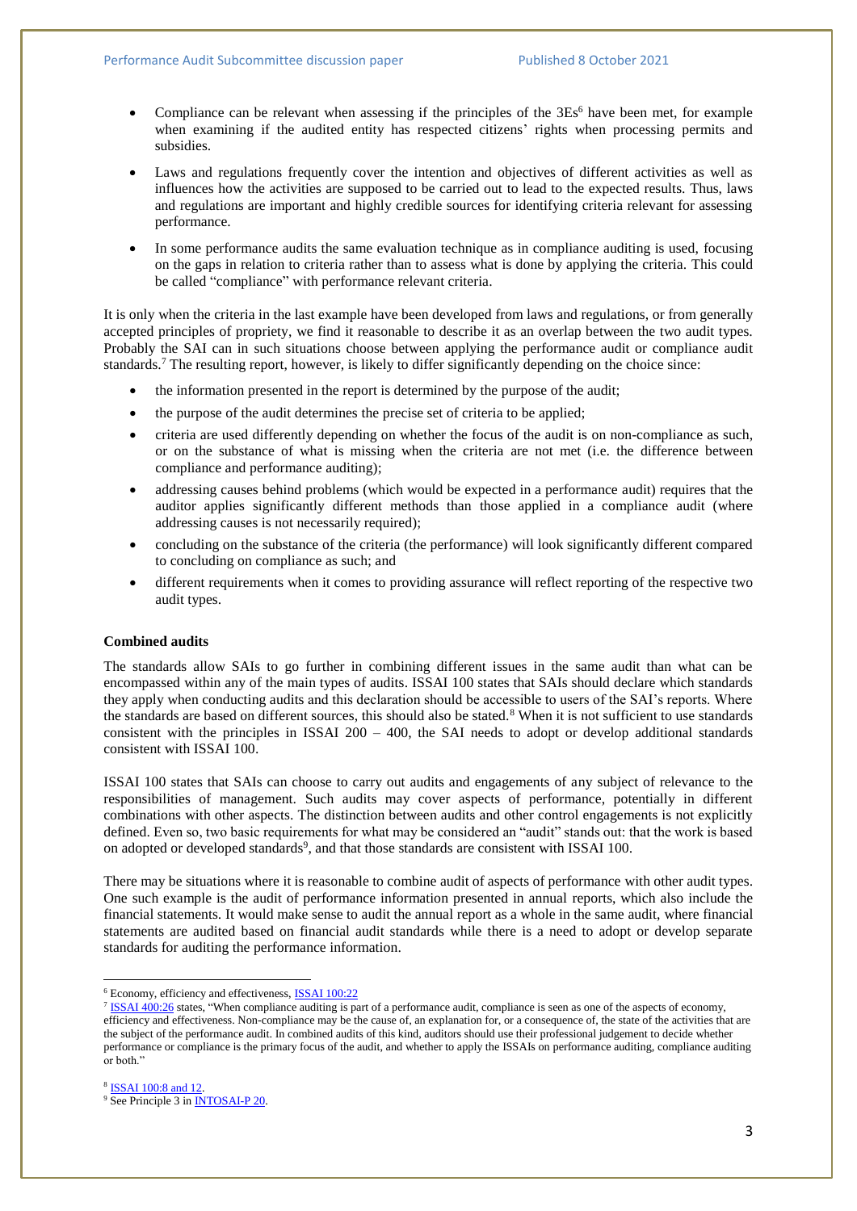- Compliance can be relevant when assessing if the principles of the 3Es[6] have been met, for example when examining if the audited entity has respected citizens' rights when processing permits and subsidies.
- Laws and regulations frequently cover the intention and objectives of different activities as well as influences how the activities are supposed to be carried out to lead to the expected results. Thus, laws and regulations are important and highly credible sources for identifying criteria relevant for assessing performance.
- In some performance audits the same evaluation technique as in compliance auditing is used, focusing on the gaps in relation to criteria rather than to assess what is done by applying the criteria. This could be called "compliance" with performance relevant criteria.

It is only when the criteria in the last example have been developed from laws and regulations, or from generally accepted principles of propriety, we find it reasonable to describe it as an overlap between the two audit types. Probably the SAI can in such situations choose between applying the performance audit or compliance audit standards.[7] The resulting report, however, is likely to differ significantly depending on the choice since:

- the information presented in the report is determined by the purpose of the audit;
- the purpose of the audit determines the precise set of criteria to be applied;
- criteria are used differently depending on whether the focus of the audit is on non-compliance as such, or on the substance of what is missing when the criteria are not met (i.e. the difference between compliance and performance auditing);
- addressing causes behind problems (which would be expected in a performance audit) requires that the auditor applies significantly different methods than those applied in a compliance audit (where addressing causes is not necessarily required);
- concluding on the substance of the criteria (the performance) will look significantly different compared to concluding on compliance as such; and
- different requirements when it comes to providing assurance will reflect reporting of the respective two audit types.

**Combined audits**

The standards allow SAIs to go further in combining different issues in the same audit than what can be encompassed within any of the main types of audits. ISSAI 100 states that SAIs should declare which standards they apply when conducting audits and this declaration should be accessible to users of the SAI's reports. Where the standards are based on different sources, this should also be stated.[8] When it is not sufficient to use standards consistent with the principles in ISSAI 200 – 400, the SAI needs to adopt or develop additional standards consistent with ISSAI 100.

ISSAI 100 states that SAIs can choose to carry out audits and engagements of any subject of relevance to the responsibilities of management. Such audits may cover aspects of performance, potentially in different combinations with other aspects. The distinction between audits and other control engagements is not explicitly defined. Even so, two basic requirements for what may be considered an "audit" stands out: that the work is based on adopted or developed standards[9], and that those standards are consistent with ISSAI 100.

There may be situations where it is reasonable to combine audit of aspects of performance with other audit types. One such example is the audit of performance information presented in annual reports, which also include the financial statements. It would make sense to audit the annual report as a whole in the same audit, where financial statements are audited based on financial audit standards while there is a need to adopt or develop separate standards for auditing the performance information.

---

[6] Economy, efficiency and effectiveness, ISSAI 100:22

[7] ISSAI 400:26 states, "When compliance auditing is part of a performance audit, compliance is seen as one of the aspects of economy, efficiency and effectiveness. Non-compliance may be the cause of, an explanation for, or a consequence of, the state of the activities that are the subject of the performance audit. In combined audits of this kind, auditors should use their professional judgement to decide whether performance or compliance is the primary focus of the audit, and whether to apply the ISSAIs on performance auditing, compliance auditing or both."

[8] ISSAI 100:8 and 12.

[9] See Principle 3 in INTOSAI-P 20.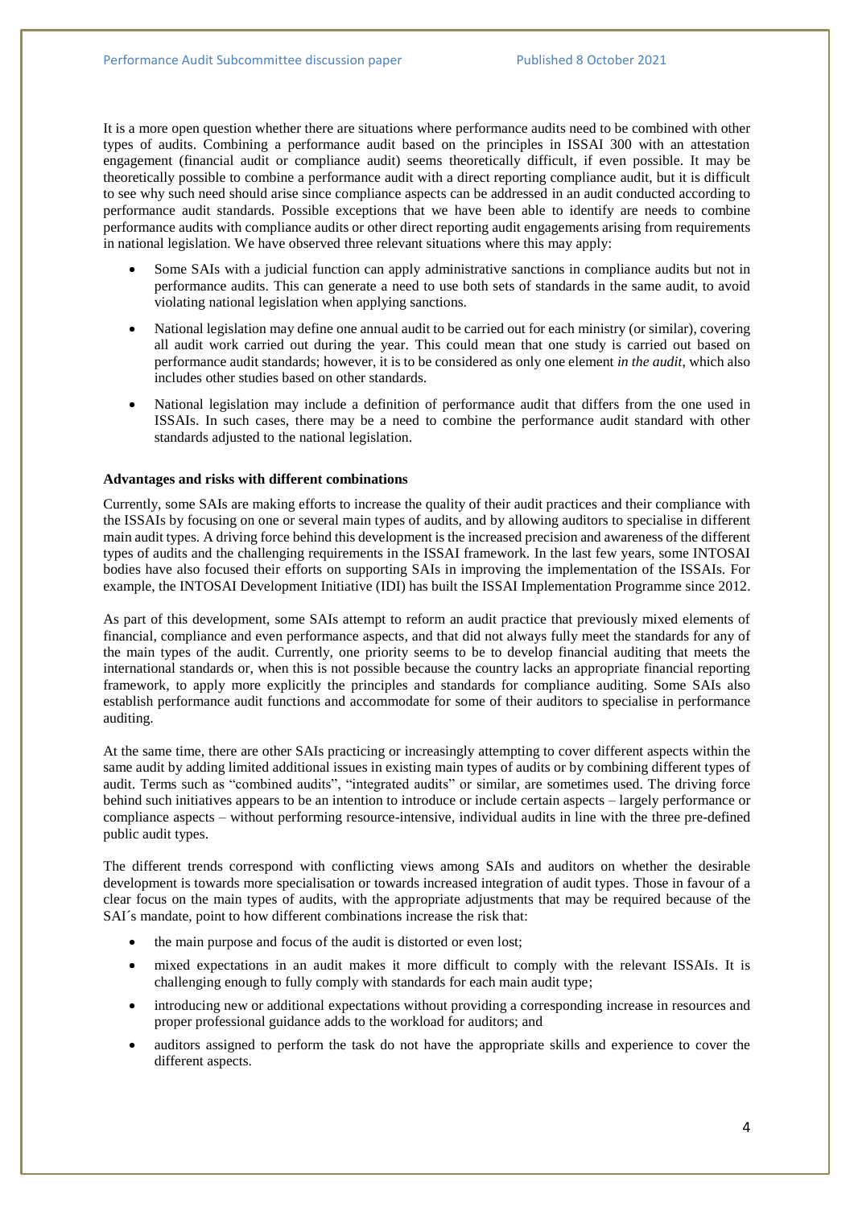It is a more open question whether there are situations where performance audits need to be combined with other types of audits. Combining a performance audit based on the principles in ISSAI 300 with an attestation engagement (financial audit or compliance audit) seems theoretically difficult, if even possible. It may be theoretically possible to combine a performance audit with a direct reporting compliance audit, but it is difficult to see why such need should arise since compliance aspects can be addressed in an audit conducted according to performance audit standards. Possible exceptions that we have been able to identify are needs to combine performance audits with compliance audits or other direct reporting audit engagements arising from requirements in national legislation. We have observed three relevant situations where this may apply:

- Some SAIs with a judicial function can apply administrative sanctions in compliance audits but not in performance audits. This can generate a need to use both sets of standards in the same audit, to avoid violating national legislation when applying sanctions.
- National legislation may define one annual audit to be carried out for each ministry (or similar), covering all audit work carried out during the year. This could mean that one study is carried out based on performance audit standards; however, it is to be considered as only one element *in the audit*, which also includes other studies based on other standards.
- National legislation may include a definition of performance audit that differs from the one used in ISSAIs. In such cases, there may be a need to combine the performance audit standard with other standards adjusted to the national legislation.

**Advantages and risks with different combinations**

Currently, some SAIs are making efforts to increase the quality of their audit practices and their compliance with the ISSAIs by focusing on one or several main types of audits, and by allowing auditors to specialise in different main audit types. A driving force behind this development is the increased precision and awareness of the different types of audits and the challenging requirements in the ISSAI framework. In the last few years, some INTOSAI bodies have also focused their efforts on supporting SAIs in improving the implementation of the ISSAIs. For example, the INTOSAI Development Initiative (IDI) has built the ISSAI Implementation Programme since 2012.

As part of this development, some SAIs attempt to reform an audit practice that previously mixed elements of financial, compliance and even performance aspects, and that did not always fully meet the standards for any of the main types of the audit. Currently, one priority seems to be to develop financial auditing that meets the international standards or, when this is not possible because the country lacks an appropriate financial reporting framework, to apply more explicitly the principles and standards for compliance auditing. Some SAIs also establish performance audit functions and accommodate for some of their auditors to specialise in performance auditing.

At the same time, there are other SAIs practicing or increasingly attempting to cover different aspects within the same audit by adding limited additional issues in existing main types of audits or by combining different types of audit. Terms such as "combined audits", "integrated audits" or similar, are sometimes used. The driving force behind such initiatives appears to be an intention to introduce or include certain aspects – largely performance or compliance aspects – without performing resource-intensive, individual audits in line with the three pre-defined public audit types.

The different trends correspond with conflicting views among SAIs and auditors on whether the desirable development is towards more specialisation or towards increased integration of audit types. Those in favour of a clear focus on the main types of audits, with the appropriate adjustments that may be required because of the SAI´s mandate, point to how different combinations increase the risk that:

- the main purpose and focus of the audit is distorted or even lost;
- mixed expectations in an audit makes it more difficult to comply with the relevant ISSAIs. It is challenging enough to fully comply with standards for each main audit type;
- introducing new or additional expectations without providing a corresponding increase in resources and proper professional guidance adds to the workload for auditors; and
- auditors assigned to perform the task do not have the appropriate skills and experience to cover the different aspects.